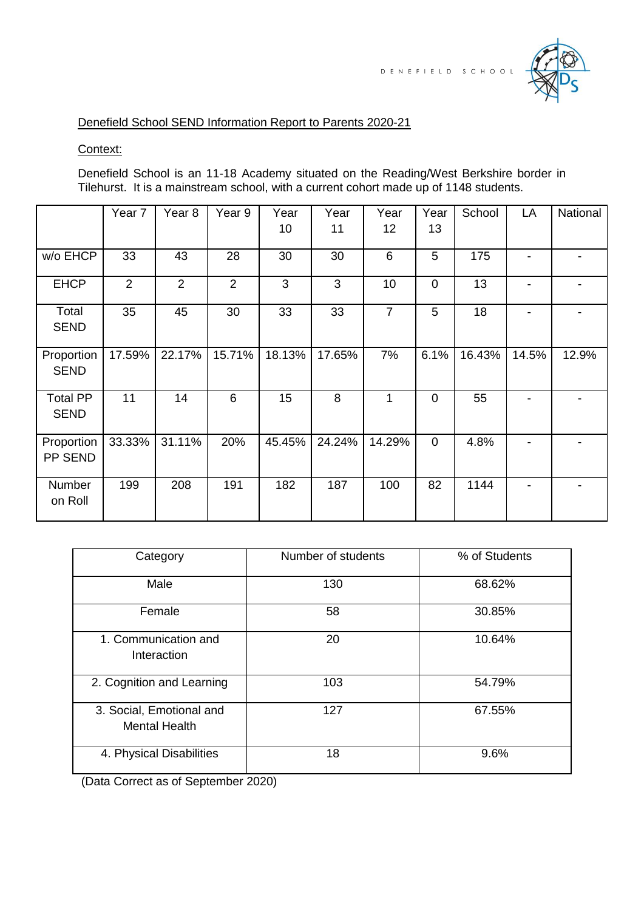DENEFIELD SCHOOL

Denefield School SEND Information Report to Parents 2020-21

Context:

Denefield School is an 11-18 Academy situated on the Reading/West Berkshire border in Tilehurst. It is a mainstream school, with a current cohort made up of 1148 students.

| | Year 7 | Year 8 | Year 9 | Year 10 | Year 11 | Year 12 | Year 13 | School | LA | National |
|---|---|---|---|---|---|---|---|---|---|---|
| w/o EHCP | 33 | 43 | 28 | 30 | 30 | 6 | 5 | 175 | - | - |
| EHCP | 2 | 2 | 2 | 3 | 3 | 10 | 0 | 13 | - | - |
| Total SEND | 35 | 45 | 30 | 33 | 33 | 7 | 5 | 18 | - | - |
| Proportion SEND | 17.59% | 22.17% | 15.71% | 18.13% | 17.65% | 7% | 6.1% | 16.43% | 14.5% | 12.9% |
| Total PP SEND | 11 | 14 | 6 | 15 | 8 | 1 | 0 | 55 | - | - |
| Proportion PP SEND | 33.33% | 31.11% | 20% | 45.45% | 24.24% | 14.29% | 0 | 4.8% | - | - |
| Number on Roll | 199 | 208 | 191 | 182 | 187 | 100 | 82 | 1144 | - | - |

| Category | Number of students | % of Students |
|---|---|---|
| Male | 130 | 68.62% |
| Female | 58 | 30.85% |
| 1. Communication and Interaction | 20 | 10.64% |
| 2. Cognition and Learning | 103 | 54.79% |
| 3. Social, Emotional and Mental Health | 127 | 67.55% |
| 4. Physical Disabilities | 18 | 9.6% |

(Data Correct as of September 2020)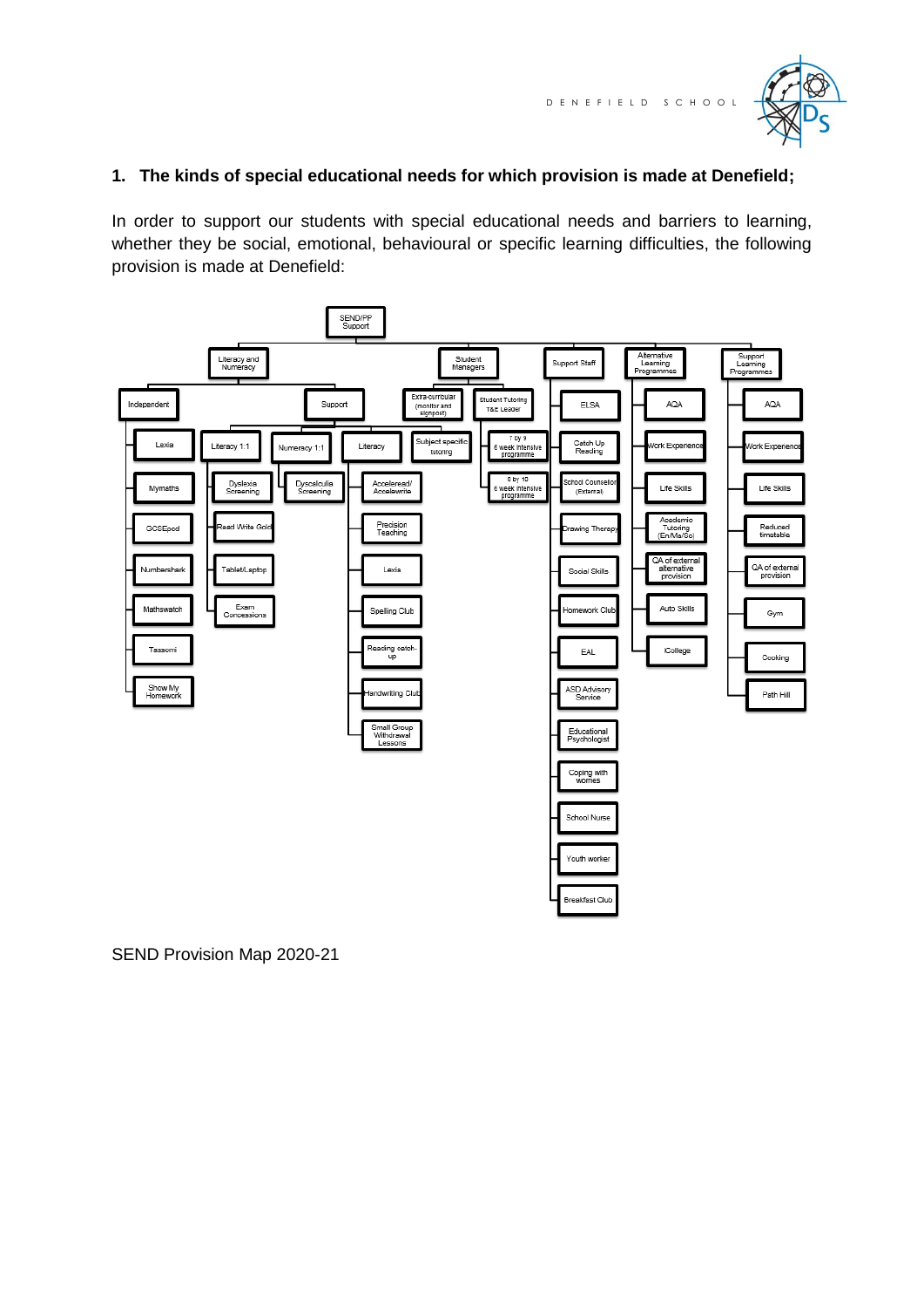**1. The kinds of special educational needs for which provision is made at Denefield;**

In order to support our students with special educational needs and barriers to learning, whether they be social, emotional, behavioural or specific learning difficulties, the following provision is made at Denefield:

- **SEND/PP Support**
  - **Literacy and Numeracy**
    - **Independent**
      - Lexia
      - Mymaths
      - GCSEpod
      - Numbershark
      - Mathswatch
      - Tassomi
      - Show My Homework
    - **Support**
      - **Literacy 1:1**
        - Dyslexia Screening
        - Read Write Gold
        - Tablet/Laptop
        - Exam Concessions
      - **Numeracy 1:1**
        - Dyscalculia Screening
      - **Literacy**
        - Acceleread/ Accelewrite
        - Precision Teaching
        - Lexia
        - Spelling Club
        - Reading catch-up
        - Handwriting Club
        - Small Group Withdrawal Lessons
  - **Student Managers**
    - Extra-curricular (monitor and signpost)
    - Subject specific tutoring
    - **Student Tutoring T&E Leader**
      - 7 by 9 6 week intensive programme
      - 8 by 10 6 week intensive programme
  - **Support Staff**
    - ELSA
    - Catch Up Reading
    - School Counsellor (External)
    - Drawing Therapy
    - Social Skills
    - Homework Club
    - EAL
    - ASD Advisory Service
    - Educational Psychologist
    - Coping with worries
    - School Nurse
    - Youth worker
    - Breakfast Club
  - **Alternative Learning Programmes**
    - AQA
    - Work Experience
    - Life Skills
    - Academic Tutoring (En/Ma/Sc)
    - QA of external alternative provision
    - Auto Skills
    - iCollege
  - **Support Learning Programmes**
    - AQA
    - Work Experience
    - Life Skills
    - Reduced timetable
    - QA of external provision
    - Gym
    - Cooking
    - Path Hill

SEND Provision Map 2020-21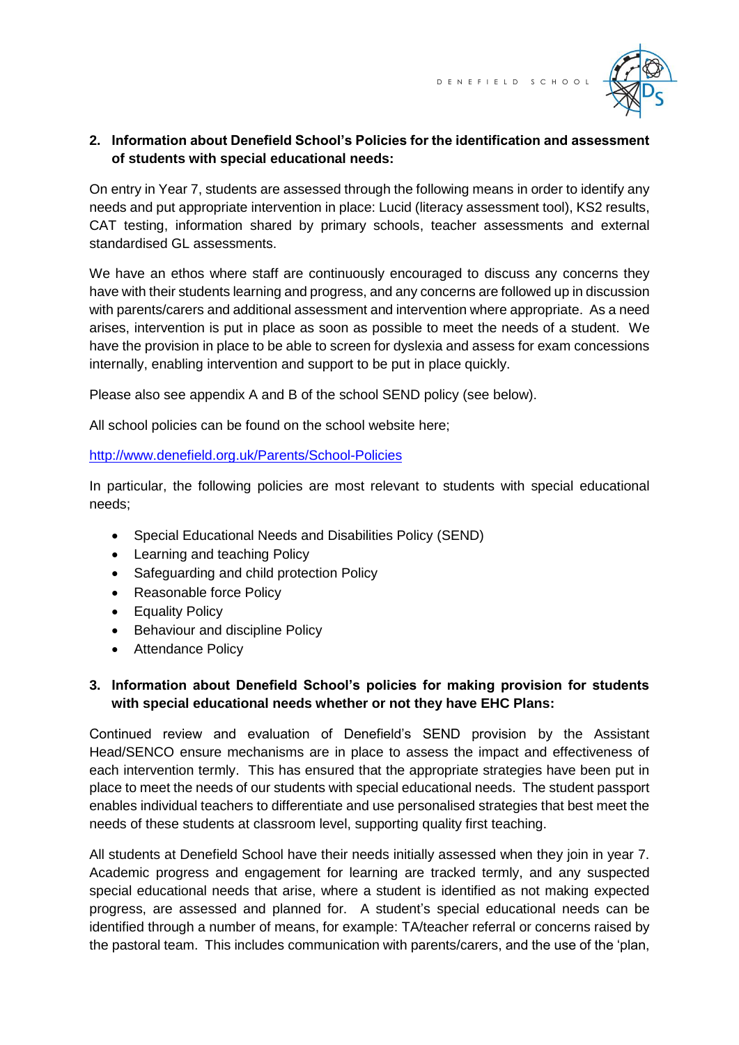2. **Information about Denefield School's Policies for the identification and assessment of students with special educational needs:**

On entry in Year 7, students are assessed through the following means in order to identify any needs and put appropriate intervention in place: Lucid (literacy assessment tool), KS2 results, CAT testing, information shared by primary schools, teacher assessments and external standardised GL assessments.

We have an ethos where staff are continuously encouraged to discuss any concerns they have with their students learning and progress, and any concerns are followed up in discussion with parents/carers and additional assessment and intervention where appropriate. As a need arises, intervention is put in place as soon as possible to meet the needs of a student. We have the provision in place to be able to screen for dyslexia and assess for exam concessions internally, enabling intervention and support to be put in place quickly.

Please also see appendix A and B of the school SEND policy (see below).

All school policies can be found on the school website here;

http://www.denefield.org.uk/Parents/School-Policies

In particular, the following policies are most relevant to students with special educational needs;

- Special Educational Needs and Disabilities Policy (SEND)
- Learning and teaching Policy
- Safeguarding and child protection Policy
- Reasonable force Policy
- Equality Policy
- Behaviour and discipline Policy
- Attendance Policy

3. **Information about Denefield School's policies for making provision for students with special educational needs whether or not they have EHC Plans:**

Continued review and evaluation of Denefield's SEND provision by the Assistant Head/SENCO ensure mechanisms are in place to assess the impact and effectiveness of each intervention termly. This has ensured that the appropriate strategies have been put in place to meet the needs of our students with special educational needs. The student passport enables individual teachers to differentiate and use personalised strategies that best meet the needs of these students at classroom level, supporting quality first teaching.

All students at Denefield School have their needs initially assessed when they join in year 7. Academic progress and engagement for learning are tracked termly, and any suspected special educational needs that arise, where a student is identified as not making expected progress, are assessed and planned for. A student's special educational needs can be identified through a number of means, for example: TA/teacher referral or concerns raised by the pastoral team. This includes communication with parents/carers, and the use of the 'plan,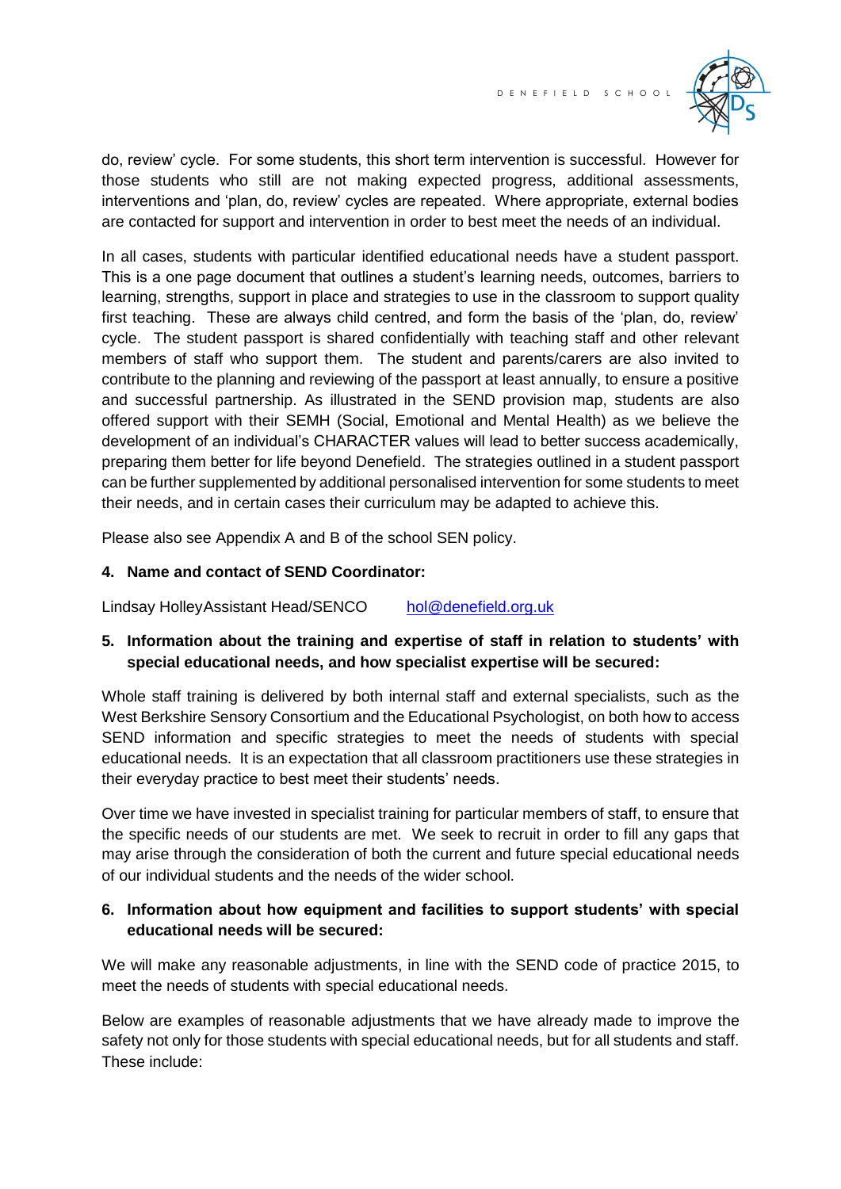do, review' cycle. For some students, this short term intervention is successful. However for those students who still are not making expected progress, additional assessments, interventions and 'plan, do, review' cycles are repeated. Where appropriate, external bodies are contacted for support and intervention in order to best meet the needs of an individual.

In all cases, students with particular identified educational needs have a student passport. This is a one page document that outlines a student's learning needs, outcomes, barriers to learning, strengths, support in place and strategies to use in the classroom to support quality first teaching. These are always child centred, and form the basis of the 'plan, do, review' cycle. The student passport is shared confidentially with teaching staff and other relevant members of staff who support them. The student and parents/carers are also invited to contribute to the planning and reviewing of the passport at least annually, to ensure a positive and successful partnership. As illustrated in the SEND provision map, students are also offered support with their SEMH (Social, Emotional and Mental Health) as we believe the development of an individual's CHARACTER values will lead to better success academically, preparing them better for life beyond Denefield. The strategies outlined in a student passport can be further supplemented by additional personalised intervention for some students to meet their needs, and in certain cases their curriculum may be adapted to achieve this.

Please also see Appendix A and B of the school SEN policy.

**4. Name and contact of SEND Coordinator:**

Lindsay HolleyAssistant Head/SENCO hol@denefield.org.uk

**5. Information about the training and expertise of staff in relation to students' with special educational needs, and how specialist expertise will be secured:**

Whole staff training is delivered by both internal staff and external specialists, such as the West Berkshire Sensory Consortium and the Educational Psychologist, on both how to access SEND information and specific strategies to meet the needs of students with special educational needs. It is an expectation that all classroom practitioners use these strategies in their everyday practice to best meet their students' needs.

Over time we have invested in specialist training for particular members of staff, to ensure that the specific needs of our students are met. We seek to recruit in order to fill any gaps that may arise through the consideration of both the current and future special educational needs of our individual students and the needs of the wider school.

**6. Information about how equipment and facilities to support students' with special educational needs will be secured:**

We will make any reasonable adjustments, in line with the SEND code of practice 2015, to meet the needs of students with special educational needs.

Below are examples of reasonable adjustments that we have already made to improve the safety not only for those students with special educational needs, but for all students and staff. These include: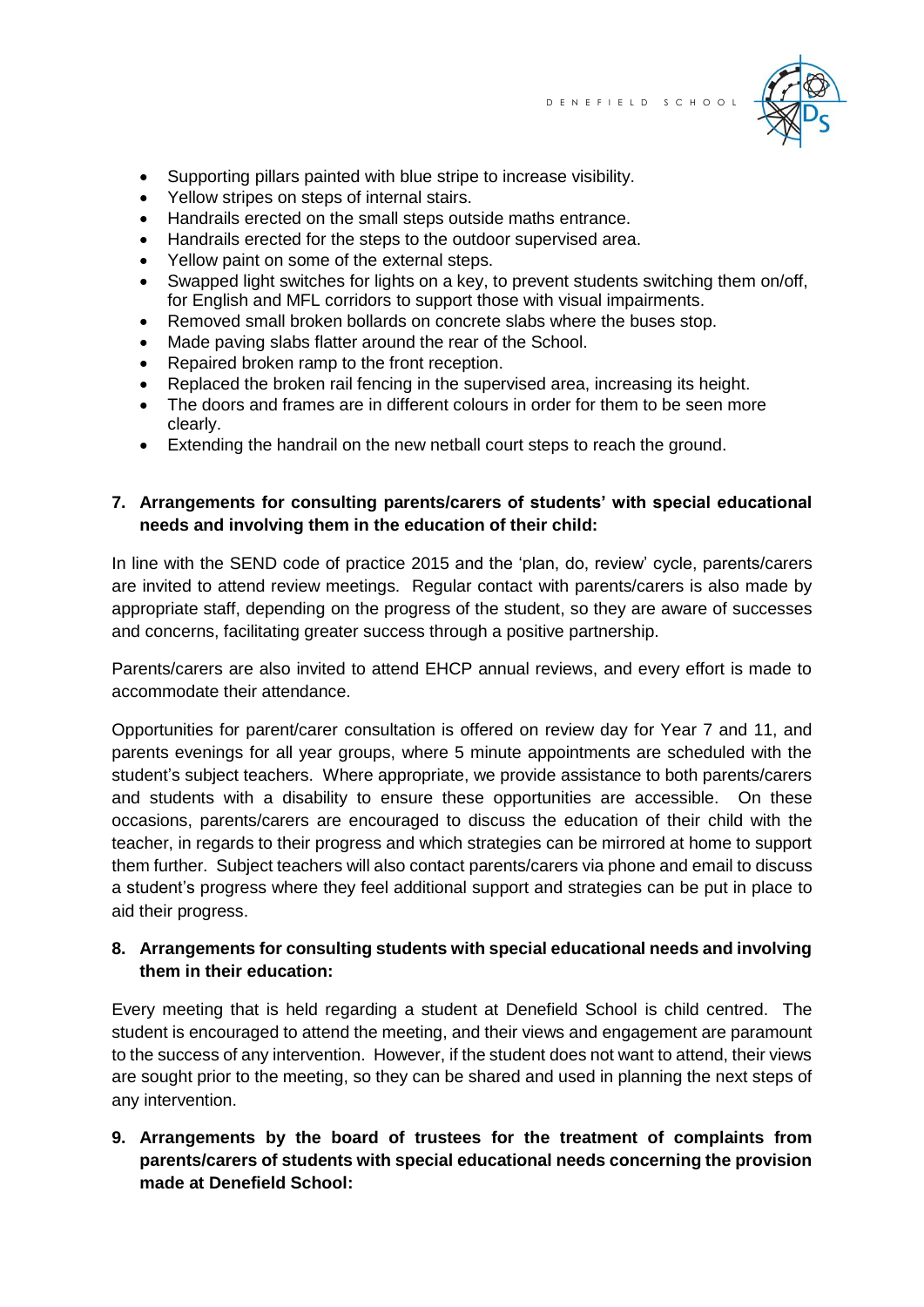- Supporting pillars painted with blue stripe to increase visibility.
- Yellow stripes on steps of internal stairs.
- Handrails erected on the small steps outside maths entrance.
- Handrails erected for the steps to the outdoor supervised area.
- Yellow paint on some of the external steps.
- Swapped light switches for lights on a key, to prevent students switching them on/off, for English and MFL corridors to support those with visual impairments.
- Removed small broken bollards on concrete slabs where the buses stop.
- Made paving slabs flatter around the rear of the School.
- Repaired broken ramp to the front reception.
- Replaced the broken rail fencing in the supervised area, increasing its height.
- The doors and frames are in different colours in order for them to be seen more clearly.
- Extending the handrail on the new netball court steps to reach the ground.

**7. Arrangements for consulting parents/carers of students' with special educational needs and involving them in the education of their child:**

In line with the SEND code of practice 2015 and the 'plan, do, review' cycle, parents/carers are invited to attend review meetings. Regular contact with parents/carers is also made by appropriate staff, depending on the progress of the student, so they are aware of successes and concerns, facilitating greater success through a positive partnership.

Parents/carers are also invited to attend EHCP annual reviews, and every effort is made to accommodate their attendance.

Opportunities for parent/carer consultation is offered on review day for Year 7 and 11, and parents evenings for all year groups, where 5 minute appointments are scheduled with the student's subject teachers. Where appropriate, we provide assistance to both parents/carers and students with a disability to ensure these opportunities are accessible. On these occasions, parents/carers are encouraged to discuss the education of their child with the teacher, in regards to their progress and which strategies can be mirrored at home to support them further. Subject teachers will also contact parents/carers via phone and email to discuss a student's progress where they feel additional support and strategies can be put in place to aid their progress.

**8. Arrangements for consulting students with special educational needs and involving them in their education:**

Every meeting that is held regarding a student at Denefield School is child centred. The student is encouraged to attend the meeting, and their views and engagement are paramount to the success of any intervention. However, if the student does not want to attend, their views are sought prior to the meeting, so they can be shared and used in planning the next steps of any intervention.

**9. Arrangements by the board of trustees for the treatment of complaints from parents/carers of students with special educational needs concerning the provision made at Denefield School:**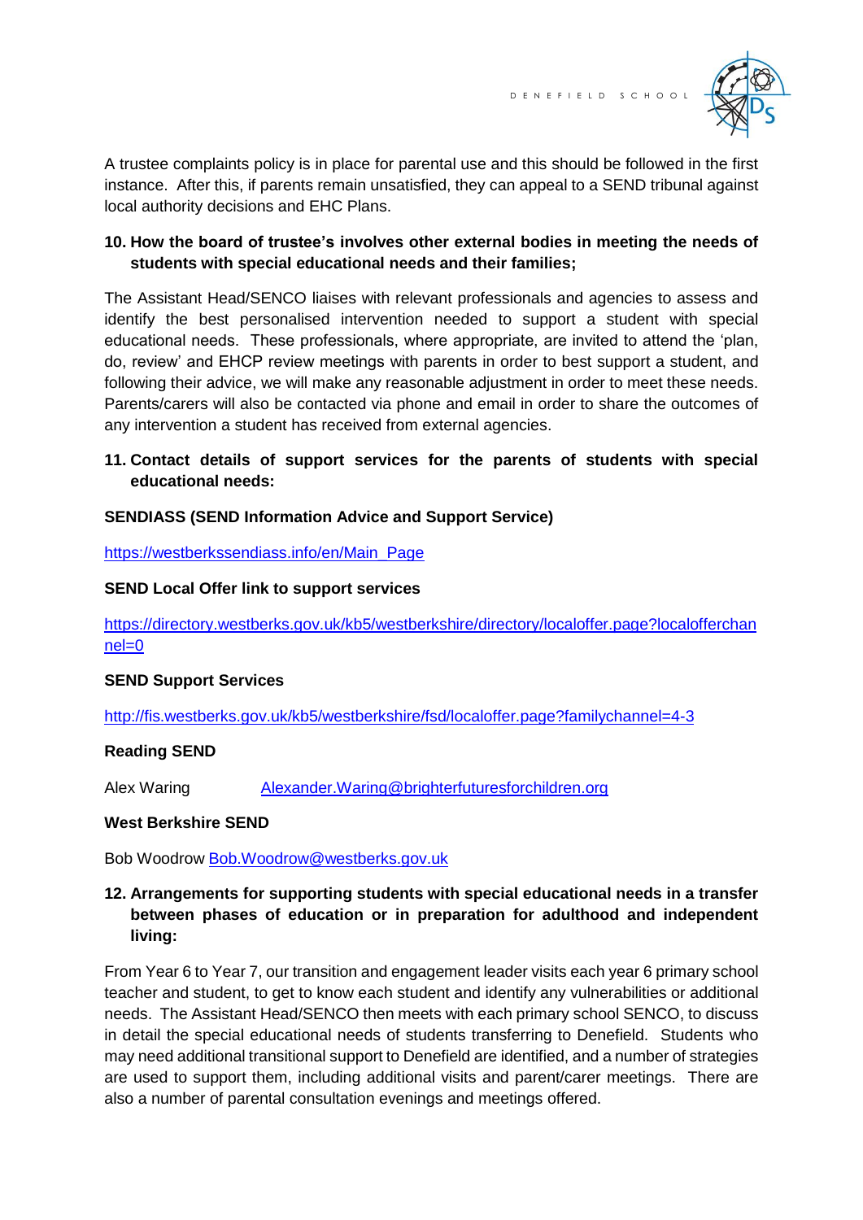A trustee complaints policy is in place for parental use and this should be followed in the first instance. After this, if parents remain unsatisfied, they can appeal to a SEND tribunal against local authority decisions and EHC Plans.

**10. How the board of trustee's involves other external bodies in meeting the needs of students with special educational needs and their families;**

The Assistant Head/SENCO liaises with relevant professionals and agencies to assess and identify the best personalised intervention needed to support a student with special educational needs. These professionals, where appropriate, are invited to attend the 'plan, do, review' and EHCP review meetings with parents in order to best support a student, and following their advice, we will make any reasonable adjustment in order to meet these needs. Parents/carers will also be contacted via phone and email in order to share the outcomes of any intervention a student has received from external agencies.

**11. Contact details of support services for the parents of students with special educational needs:**

**SENDIASS (SEND Information Advice and Support Service)**

https://westberkssendiass.info/en/Main_Page

**SEND Local Offer link to support services**

https://directory.westberks.gov.uk/kb5/westberkshire/directory/localoffer.page?localofferchannel=0

**SEND Support Services**

http://fis.westberks.gov.uk/kb5/westberkshire/fsd/localoffer.page?familychannel=4-3

**Reading SEND**

Alex Waring Alexander.Waring@brighterfuturesforchildren.org

**West Berkshire SEND**

Bob Woodrow Bob.Woodrow@westberks.gov.uk

**12. Arrangements for supporting students with special educational needs in a transfer between phases of education or in preparation for adulthood and independent living:**

From Year 6 to Year 7, our transition and engagement leader visits each year 6 primary school teacher and student, to get to know each student and identify any vulnerabilities or additional needs. The Assistant Head/SENCO then meets with each primary school SENCO, to discuss in detail the special educational needs of students transferring to Denefield. Students who may need additional transitional support to Denefield are identified, and a number of strategies are used to support them, including additional visits and parent/carer meetings. There are also a number of parental consultation evenings and meetings offered.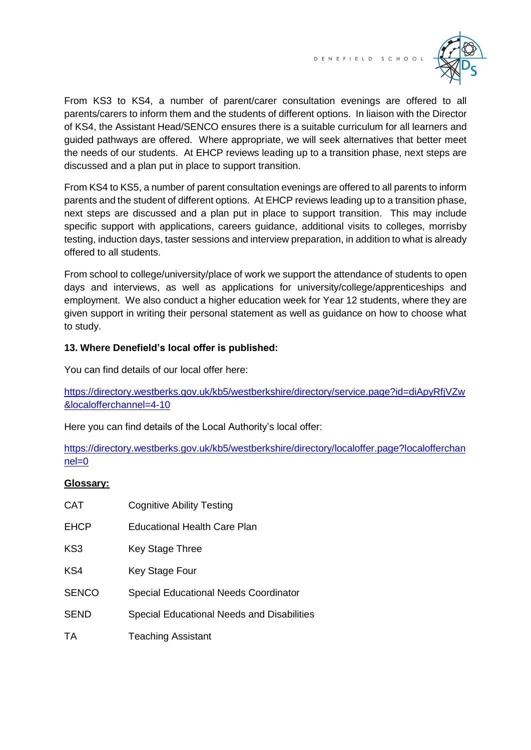From KS3 to KS4, a number of parent/carer consultation evenings are offered to all parents/carers to inform them and the students of different options. In liaison with the Director of KS4, the Assistant Head/SENCO ensures there is a suitable curriculum for all learners and guided pathways are offered. Where appropriate, we will seek alternatives that better meet the needs of our students. At EHCP reviews leading up to a transition phase, next steps are discussed and a plan put in place to support transition.

From KS4 to KS5, a number of parent consultation evenings are offered to all parents to inform parents and the student of different options. At EHCP reviews leading up to a transition phase, next steps are discussed and a plan put in place to support transition. This may include specific support with applications, careers guidance, additional visits to colleges, morrisby testing, induction days, taster sessions and interview preparation, in addition to what is already offered to all students.

From school to college/university/place of work we support the attendance of students to open days and interviews, as well as applications for university/college/apprenticeships and employment. We also conduct a higher education week for Year 12 students, where they are given support in writing their personal statement as well as guidance on how to choose what to study.

**13. Where Denefield's local offer is published:**

You can find details of our local offer here:

https://directory.westberks.gov.uk/kb5/westberkshire/directory/service.page?id=diApyRfjVZw&localofferchannel=4-10

Here you can find details of the Local Authority's local offer:

https://directory.westberks.gov.uk/kb5/westberkshire/directory/localoffer.page?localofferchannel=0

**Glossary:**

| | |
|---|---|
| CAT | Cognitive Ability Testing |
| EHCP | Educational Health Care Plan |
| KS3 | Key Stage Three |
| KS4 | Key Stage Four |
| SENCO | Special Educational Needs Coordinator |
| SEND | Special Educational Needs and Disabilities |
| TA | Teaching Assistant |